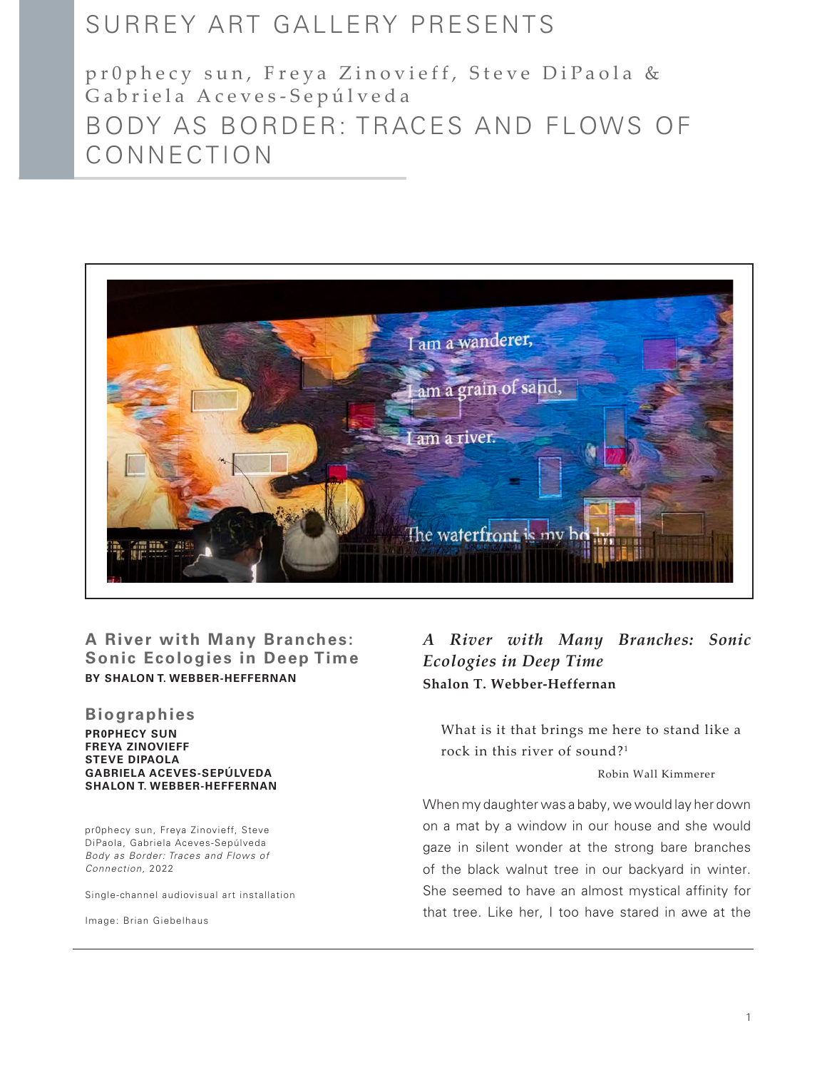# SURREY ART GALLERY PRESENTS

## pr0phecy sun, Freya Zinovieff, Steve DiPaola & Gabriela Aceves-Sepúlveda

# BODY AS BORDER: TRACES AND FLOWS OF CONNECTION

**A River with Many Branches: Sonic Ecologies in Deep Time**
**BY SHALON T. WEBBER-HEFFERNAN**

**Biographies**

**PR0PHECY SUN**
**FREYA ZINOVIEFF**
**STEVE DIPAOLA**
**GABRIELA ACEVES-SEPÚLVEDA**
**SHALON T. WEBBER-HEFFERNAN**

pr0phecy sun, Freya Zinovieff, Steve DiPaola, Gabriela Aceves-Sepúlveda
*Body as Border: Traces and Flows of Connection*, 2022

Single-channel audiovisual art installation

Image: Brian Giebelhaus

## *A River with Many Branches: Sonic Ecologies in Deep Time*

**Shalon T. Webber-Heffernan**

> What is it that brings me here to stand like a rock in this river of sound?[1]
>
> Robin Wall Kimmerer

When my daughter was a baby, we would lay her down on a mat by a window in our house and she would gaze in silent wonder at the strong bare branches of the black walnut tree in our backyard in winter. She seemed to have an almost mystical affinity for that tree. Like her, I too have stared in awe at the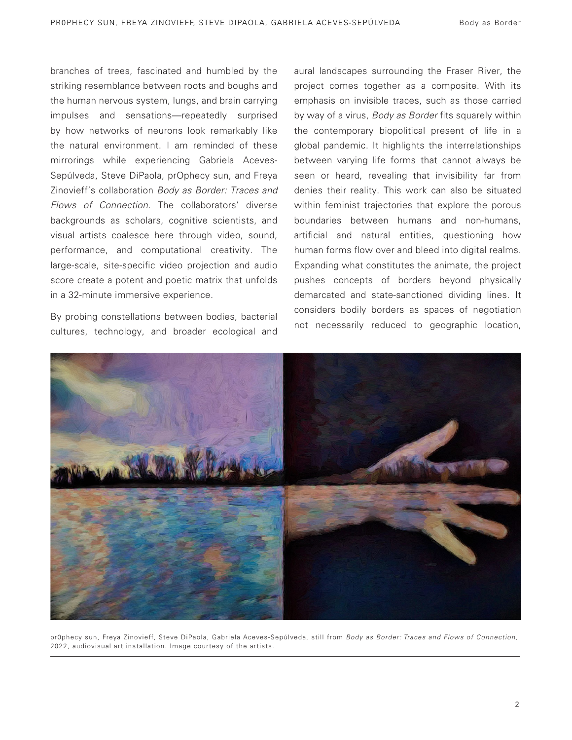branches of trees, fascinated and humbled by the striking resemblance between roots and boughs and the human nervous system, lungs, and brain carrying impulses and sensations—repeatedly surprised by how networks of neurons look remarkably like the natural environment. I am reminded of these mirrorings while experiencing Gabriela Aceves-Sepúlveda, Steve DiPaola, prOphecy sun, and Freya Zinovieff's collaboration *Body as Border: Traces and Flows of Connection*. The collaborators' diverse backgrounds as scholars, cognitive scientists, and visual artists coalesce here through video, sound, performance, and computational creativity. The large-scale, site-specific video projection and audio score create a potent and poetic matrix that unfolds in a 32-minute immersive experience.

By probing constellations between bodies, bacterial cultures, technology, and broader ecological and aural landscapes surrounding the Fraser River, the project comes together as a composite. With its emphasis on invisible traces, such as those carried by way of a virus, *Body as Border* fits squarely within the contemporary biopolitical present of life in a global pandemic. It highlights the interrelationships between varying life forms that cannot always be seen or heard, revealing that invisibility far from denies their reality. This work can also be situated within feminist trajectories that explore the porous boundaries between humans and non-humans, artificial and natural entities, questioning how human forms flow over and bleed into digital realms. Expanding what constitutes the animate, the project pushes concepts of borders beyond physically demarcated and state-sanctioned dividing lines. It considers bodily borders as spaces of negotiation not necessarily reduced to geographic location,

pr0phecy sun, Freya Zinovieff, Steve DiPaola, Gabriela Aceves-Sepúlveda, still from *Body as Border: Traces and Flows of Connection*, 2022, audiovisual art installation. Image courtesy of the artists.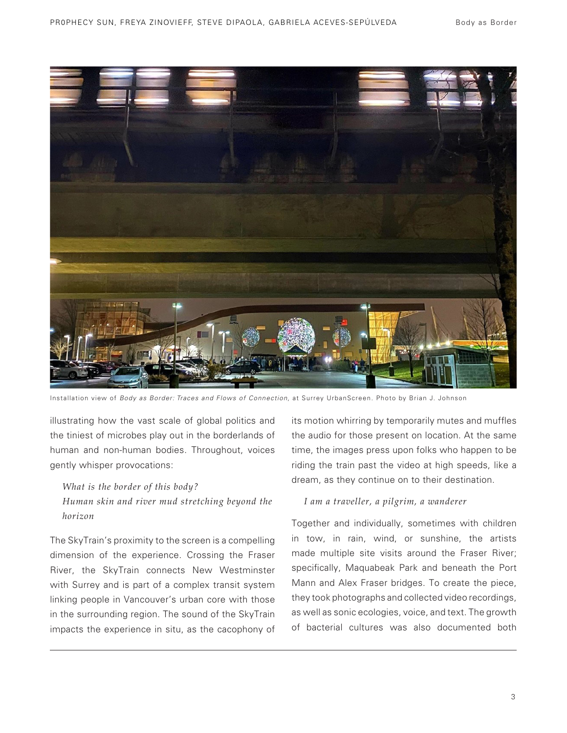Installation view of *Body as Border: Traces and Flows of Connection,* at Surrey UrbanScreen. Photo by Brian J. Johnson

illustrating how the vast scale of global politics and the tiniest of microbes play out in the borderlands of human and non-human bodies. Throughout, voices gently whisper provocations:

> *What is the border of this body?*
> *Human skin and river mud stretching beyond the horizon*

The SkyTrain's proximity to the screen is a compelling dimension of the experience. Crossing the Fraser River, the SkyTrain connects New Westminster with Surrey and is part of a complex transit system linking people in Vancouver's urban core with those in the surrounding region. The sound of the SkyTrain impacts the experience in situ, as the cacophony of its motion whirring by temporarily mutes and muffles the audio for those present on location. At the same time, the images press upon folks who happen to be riding the train past the video at high speeds, like a dream, as they continue on to their destination.

> *I am a traveller, a pilgrim, a wanderer*

Together and individually, sometimes with children in tow, in rain, wind, or sunshine, the artists made multiple site visits around the Fraser River; specifically, Maquabeak Park and beneath the Port Mann and Alex Fraser bridges. To create the piece, they took photographs and collected video recordings, as well as sonic ecologies, voice, and text. The growth of bacterial cultures was also documented both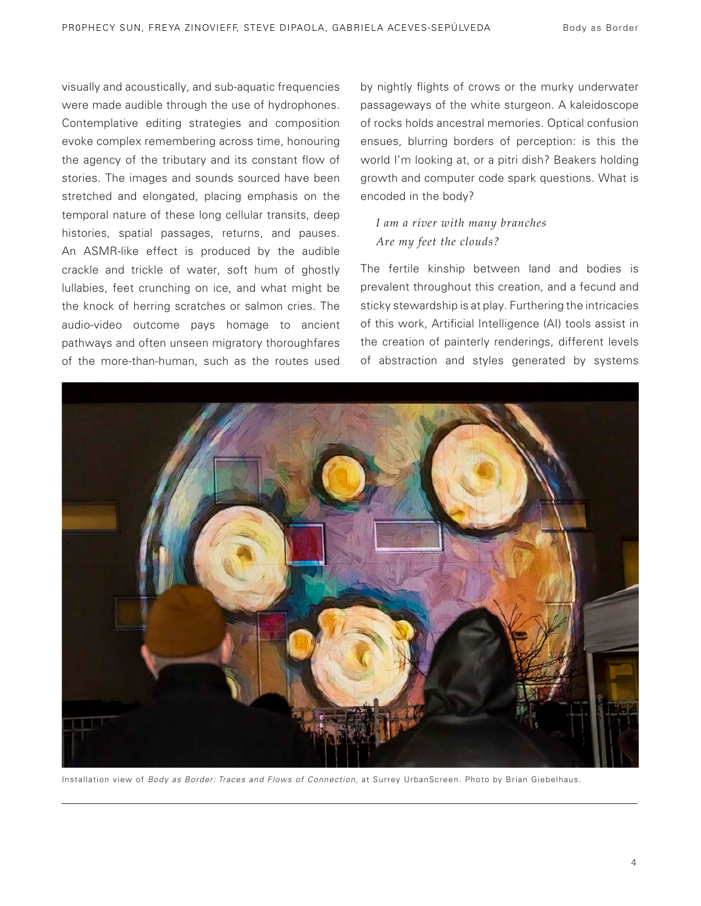visually and acoustically, and sub-aquatic frequencies were made audible through the use of hydrophones. Contemplative editing strategies and composition evoke complex remembering across time, honouring the agency of the tributary and its constant flow of stories. The images and sounds sourced have been stretched and elongated, placing emphasis on the temporal nature of these long cellular transits, deep histories, spatial passages, returns, and pauses. An ASMR-like effect is produced by the audible crackle and trickle of water, soft hum of ghostly lullabies, feet crunching on ice, and what might be the knock of herring scratches or salmon cries. The audio-video outcome pays homage to ancient pathways and often unseen migratory thoroughfares of the more-than-human, such as the routes used by nightly flights of crows or the murky underwater passageways of the white sturgeon. A kaleidoscope of rocks holds ancestral memories. Optical confusion ensues, blurring borders of perception: is this the world I'm looking at, or a pitri dish? Beakers holding growth and computer code spark questions. What is encoded in the body?

*I am a river with many branches*
*Are my feet the clouds?*

The fertile kinship between land and bodies is prevalent throughout this creation, and a fecund and sticky stewardship is at play. Furthering the intricacies of this work, Artificial Intelligence (AI) tools assist in the creation of painterly renderings, different levels of abstraction and styles generated by systems

Installation view of *Body as Border: Traces and Flows of Connection,* at Surrey UrbanScreen. Photo by Brian Giebelhaus.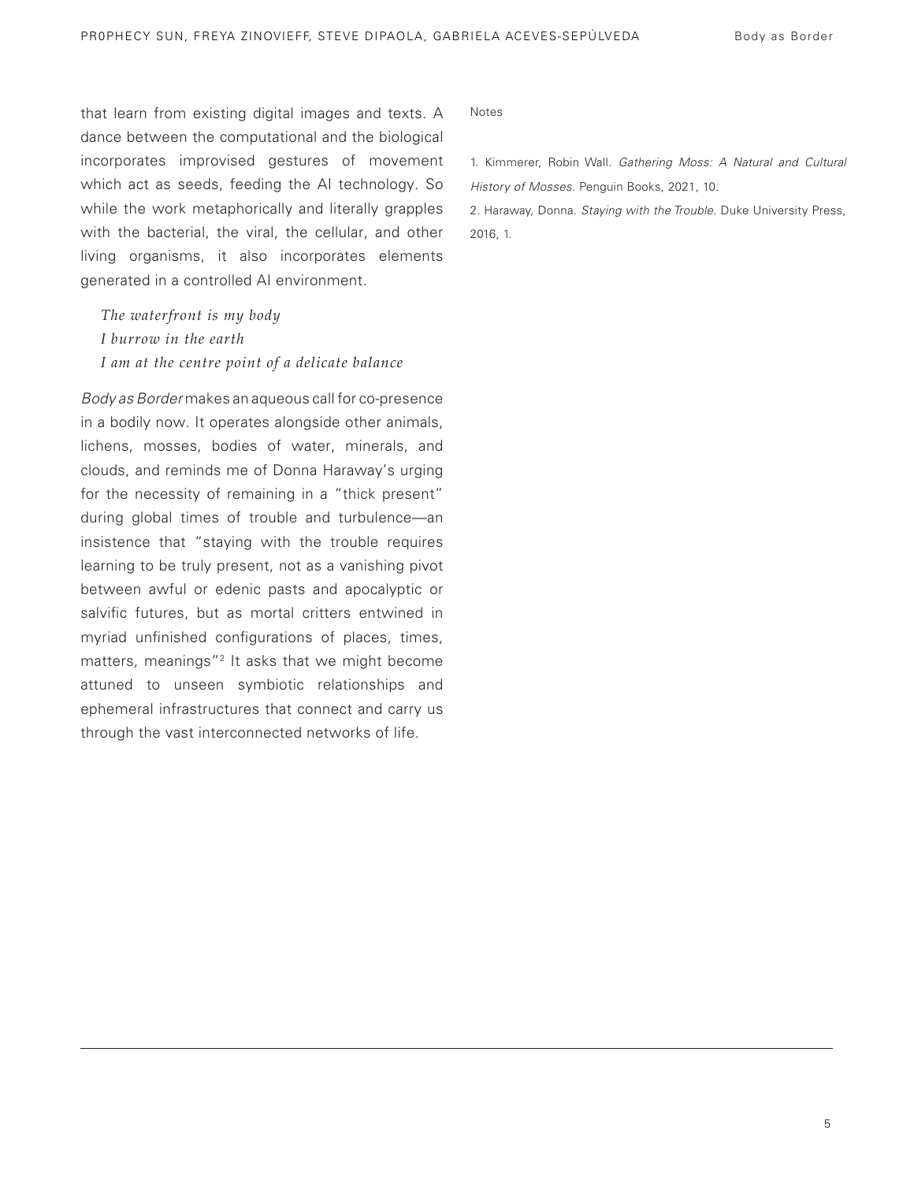that learn from existing digital images and texts. A dance between the computational and the biological incorporates improvised gestures of movement which act as seeds, feeding the AI technology. So while the work metaphorically and literally grapples with the bacterial, the viral, the cellular, and other living organisms, it also incorporates elements generated in a controlled AI environment.

> *The waterfront is my body*
> *I burrow in the earth*
> *I am at the centre point of a delicate balance*

*Body as Border* makes an aqueous call for co-presence in a bodily now. It operates alongside other animals, lichens, mosses, bodies of water, minerals, and clouds, and reminds me of Donna Haraway's urging for the necessity of remaining in a "thick present" during global times of trouble and turbulence—an insistence that "staying with the trouble requires learning to be truly present, not as a vanishing pivot between awful or edenic pasts and apocalyptic or salvific futures, but as mortal critters entwined in myriad unfinished configurations of places, times, matters, meanings"[2] It asks that we might become attuned to unseen symbiotic relationships and ephemeral infrastructures that connect and carry us through the vast interconnected networks of life.

Notes

1. Kimmerer, Robin Wall. *Gathering Moss: A Natural and Cultural History of Mosses*. Penguin Books, 2021, 10.
2. Haraway, Donna. *Staying with the Trouble*. Duke University Press, 2016, 1.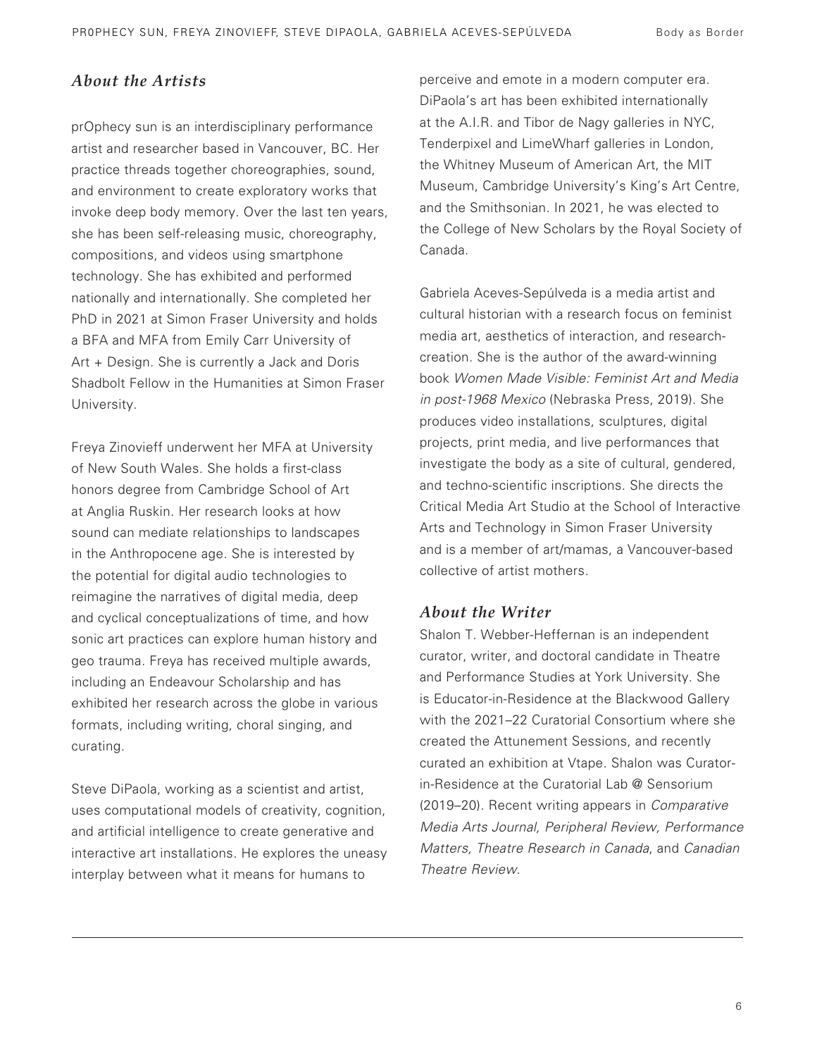## *About the Artists*

prOphecy sun is an interdisciplinary performance artist and researcher based in Vancouver, BC. Her practice threads together choreographies, sound, and environment to create exploratory works that invoke deep body memory. Over the last ten years, she has been self-releasing music, choreography, compositions, and videos using smartphone technology. She has exhibited and performed nationally and internationally. She completed her PhD in 2021 at Simon Fraser University and holds a BFA and MFA from Emily Carr University of Art + Design. She is currently a Jack and Doris Shadbolt Fellow in the Humanities at Simon Fraser University.

Freya Zinovieff underwent her MFA at University of New South Wales. She holds a first-class honors degree from Cambridge School of Art at Anglia Ruskin. Her research looks at how sound can mediate relationships to landscapes in the Anthropocene age. She is interested by the potential for digital audio technologies to reimagine the narratives of digital media, deep and cyclical conceptualizations of time, and how sonic art practices can explore human history and geo trauma. Freya has received multiple awards, including an Endeavour Scholarship and has exhibited her research across the globe in various formats, including writing, choral singing, and curating.

Steve DiPaola, working as a scientist and artist, uses computational models of creativity, cognition, and artificial intelligence to create generative and interactive art installations. He explores the uneasy interplay between what it means for humans to perceive and emote in a modern computer era. DiPaola's art has been exhibited internationally at the A.I.R. and Tibor de Nagy galleries in NYC, Tenderpixel and LimeWharf galleries in London, the Whitney Museum of American Art, the MIT Museum, Cambridge University's King's Art Centre, and the Smithsonian. In 2021, he was elected to the College of New Scholars by the Royal Society of Canada.

Gabriela Aceves-Sepúlveda is a media artist and cultural historian with a research focus on feminist media art, aesthetics of interaction, and research-creation. She is the author of the award-winning book *Women Made Visible: Feminist Art and Media in post-1968 Mexico* (Nebraska Press, 2019). She produces video installations, sculptures, digital projects, print media, and live performances that investigate the body as a site of cultural, gendered, and techno-scientific inscriptions. She directs the Critical Media Art Studio at the School of Interactive Arts and Technology in Simon Fraser University and is a member of art/mamas, a Vancouver-based collective of artist mothers.

## *About the Writer*

Shalon T. Webber-Heffernan is an independent curator, writer, and doctoral candidate in Theatre and Performance Studies at York University. She is Educator-in-Residence at the Blackwood Gallery with the 2021–22 Curatorial Consortium where she created the Attunement Sessions, and recently curated an exhibition at Vtape. Shalon was Curator-in-Residence at the Curatorial Lab @ Sensorium (2019–20). Recent writing appears in *Comparative Media Arts Journal, Peripheral Review, Performance Matters, Theatre Research in Canada*, and *Canadian Theatre Review*.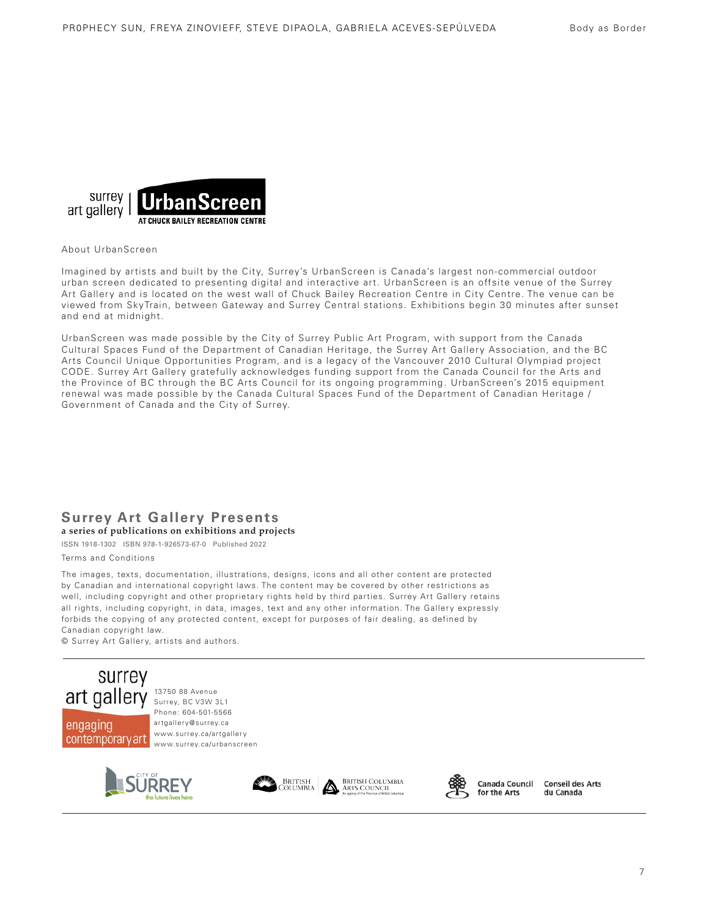About UrbanScreen

Imagined by artists and built by the City, Surrey's UrbanScreen is Canada's largest non-commercial outdoor urban screen dedicated to presenting digital and interactive art. UrbanScreen is an offsite venue of the Surrey Art Gallery and is located on the west wall of Chuck Bailey Recreation Centre in City Centre. The venue can be viewed from SkyTrain, between Gateway and Surrey Central stations. Exhibitions begin 30 minutes after sunset and end at midnight.

UrbanScreen was made possible by the City of Surrey Public Art Program, with support from the Canada Cultural Spaces Fund of the Department of Canadian Heritage, the Surrey Art Gallery Association, and the BC Arts Council Unique Opportunities Program, and is a legacy of the Vancouver 2010 Cultural Olympiad project CODE. Surrey Art Gallery gratefully acknowledges funding support from the Canada Council for the Arts and the Province of BC through the BC Arts Council for its ongoing programming. UrbanScreen's 2015 equipment renewal was made possible by the Canada Cultural Spaces Fund of the Department of Canadian Heritage / Government of Canada and the City of Surrey.

## Surrey Art Gallery Presents

**a series of publications on exhibitions and projects**

ISSN 1918-1302 ISBN 978-1-926573-67-0 Published 2022

Terms and Conditions

The images, texts, documentation, illustrations, designs, icons and all other content are protected by Canadian and international copyright laws. The content may be covered by other restrictions as well, including copyright and other proprietary rights held by third parties. Surrey Art Gallery retains all rights, including copyright, in data, images, text and any other information. The Gallery expressly forbids the copying of any protected content, except for purposes of fair dealing, as defined by Canadian copyright law.
© Surrey Art Gallery, artists and authors.

13750 88 Avenue
Surrey, BC V3W 3L1
Phone: 604-501-5566
artgallery@surrey.ca
www.surrey.ca/artgallery
www.surrey.ca/urbanscreen